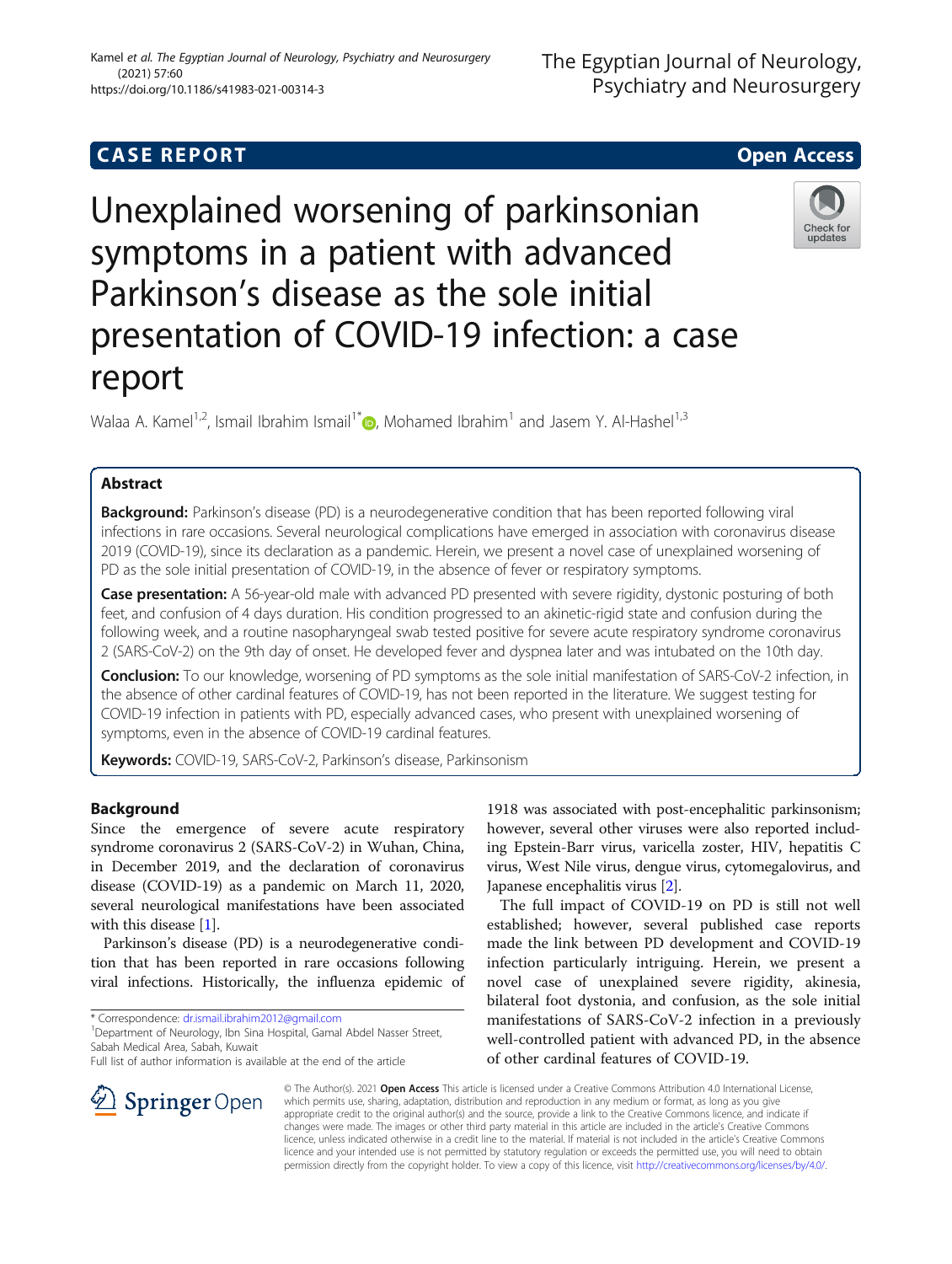CASE REPORT

Open Access

# Unexplained worsening of parkinsonian symptoms in a patient with advanced Parkinson's disease as the sole initial presentation of COVID-19 infection: a case report

Walaa A. Kamel[1,2], Ismail Ibrahim Ismail[1*], Mohamed Ibrahim[1] and Jasem Y. Al-Hashel[1,3]

## Abstract

**Background:** Parkinson's disease (PD) is a neurodegenerative condition that has been reported following viral infections in rare occasions. Several neurological complications have emerged in association with coronavirus disease 2019 (COVID-19), since its declaration as a pandemic. Herein, we present a novel case of unexplained worsening of PD as the sole initial presentation of COVID-19, in the absence of fever or respiratory symptoms.

**Case presentation:** A 56-year-old male with advanced PD presented with severe rigidity, dystonic posturing of both feet, and confusion of 4 days duration. His condition progressed to an akinetic-rigid state and confusion during the following week, and a routine nasopharyngeal swab tested positive for severe acute respiratory syndrome coronavirus 2 (SARS-CoV-2) on the 9th day of onset. He developed fever and dyspnea later and was intubated on the 10th day.

**Conclusion:** To our knowledge, worsening of PD symptoms as the sole initial manifestation of SARS-CoV-2 infection, in the absence of other cardinal features of COVID-19, has not been reported in the literature. We suggest testing for COVID-19 infection in patients with PD, especially advanced cases, who present with unexplained worsening of symptoms, even in the absence of COVID-19 cardinal features.

**Keywords:** COVID-19, SARS-CoV-2, Parkinson's disease, Parkinsonism

## Background

Since the emergence of severe acute respiratory syndrome coronavirus 2 (SARS-CoV-2) in Wuhan, China, in December 2019, and the declaration of coronavirus disease (COVID-19) as a pandemic on March 11, 2020, several neurological manifestations have been associated with this disease [1].

Parkinson's disease (PD) is a neurodegenerative condition that has been reported in rare occasions following viral infections. Historically, the influenza epidemic of 1918 was associated with post-encephalitic parkinsonism; however, several other viruses were also reported including Epstein-Barr virus, varicella zoster, HIV, hepatitis C virus, West Nile virus, dengue virus, cytomegalovirus, and Japanese encephalitis virus [2].

The full impact of COVID-19 on PD is still not well established; however, several published case reports made the link between PD development and COVID-19 infection particularly intriguing. Herein, we present a novel case of unexplained severe rigidity, akinesia, bilateral foot dystonia, and confusion, as the sole initial manifestations of SARS-CoV-2 infection in a previously well-controlled patient with advanced PD, in the absence of other cardinal features of COVID-19.

\* Correspondence: dr.ismail.ibrahim2012@gmail.com

[1]Department of Neurology, Ibn Sina Hospital, Gamal Abdel Nasser Street, Sabah Medical Area, Sabah, Kuwait

Full list of author information is available at the end of the article

© The Author(s). 2021 **Open Access** This article is licensed under a Creative Commons Attribution 4.0 International License, which permits use, sharing, adaptation, distribution and reproduction in any medium or format, as long as you give appropriate credit to the original author(s) and the source, provide a link to the Creative Commons licence, and indicate if changes were made. The images or other third party material in this article are included in the article's Creative Commons licence, unless indicated otherwise in a credit line to the material. If material is not included in the article's Creative Commons licence and your intended use is not permitted by statutory regulation or exceeds the permitted use, you will need to obtain permission directly from the copyright holder. To view a copy of this licence, visit http://creativecommons.org/licenses/by/4.0/.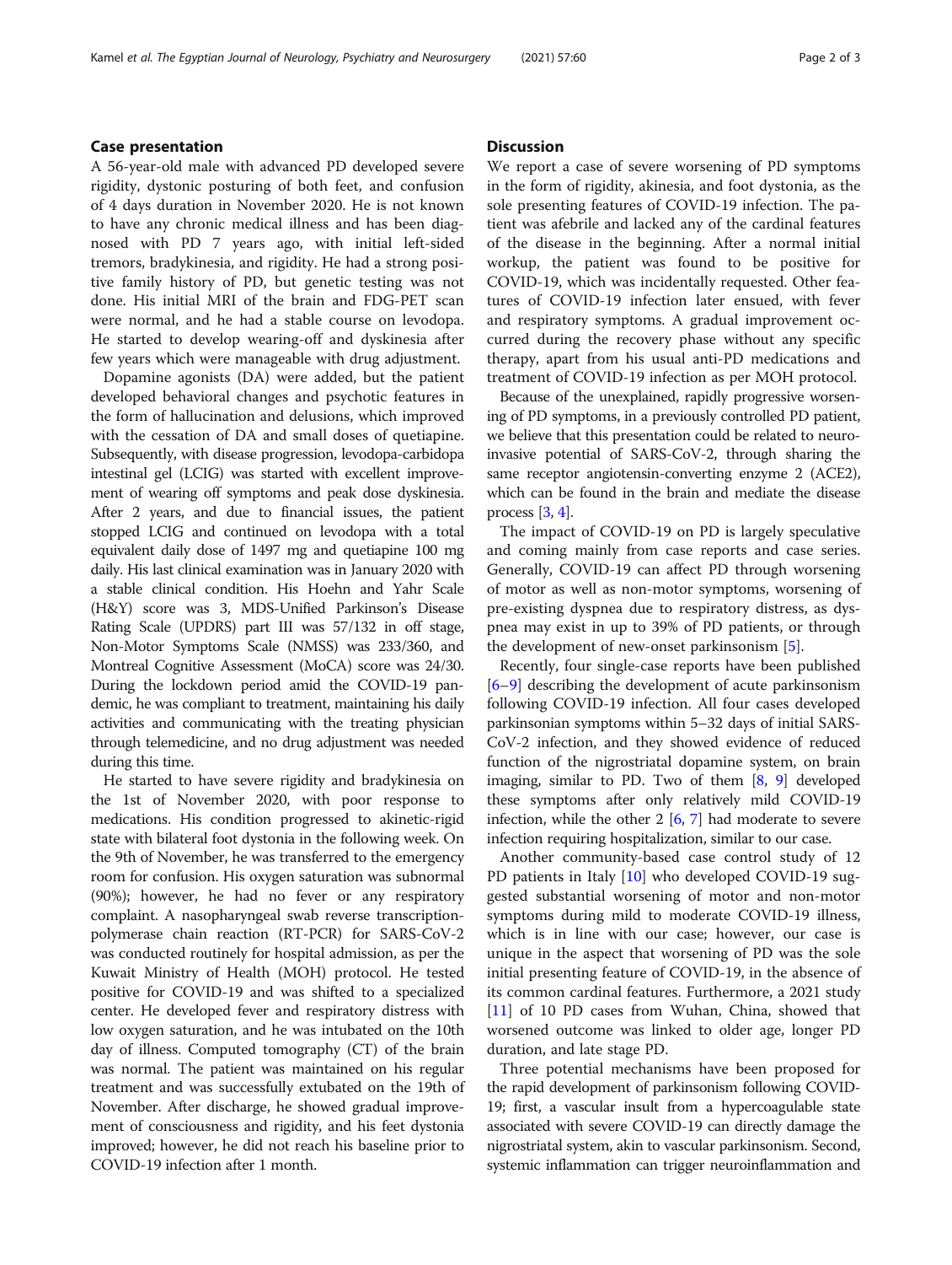## Case presentation

A 56-year-old male with advanced PD developed severe rigidity, dystonic posturing of both feet, and confusion of 4 days duration in November 2020. He is not known to have any chronic medical illness and has been diagnosed with PD 7 years ago, with initial left-sided tremors, bradykinesia, and rigidity. He had a strong positive family history of PD, but genetic testing was not done. His initial MRI of the brain and FDG-PET scan were normal, and he had a stable course on levodopa. He started to develop wearing-off and dyskinesia after few years which were manageable with drug adjustment.

Dopamine agonists (DA) were added, but the patient developed behavioral changes and psychotic features in the form of hallucination and delusions, which improved with the cessation of DA and small doses of quetiapine. Subsequently, with disease progression, levodopa-carbidopa intestinal gel (LCIG) was started with excellent improvement of wearing off symptoms and peak dose dyskinesia. After 2 years, and due to financial issues, the patient stopped LCIG and continued on levodopa with a total equivalent daily dose of 1497 mg and quetiapine 100 mg daily. His last clinical examination was in January 2020 with a stable clinical condition. His Hoehn and Yahr Scale (H&Y) score was 3, MDS-Unified Parkinson's Disease Rating Scale (UPDRS) part III was 57/132 in off stage, Non-Motor Symptoms Scale (NMSS) was 233/360, and Montreal Cognitive Assessment (MoCA) score was 24/30. During the lockdown period amid the COVID-19 pandemic, he was compliant to treatment, maintaining his daily activities and communicating with the treating physician through telemedicine, and no drug adjustment was needed during this time.

He started to have severe rigidity and bradykinesia on the 1st of November 2020, with poor response to medications. His condition progressed to akinetic-rigid state with bilateral foot dystonia in the following week. On the 9th of November, he was transferred to the emergency room for confusion. His oxygen saturation was subnormal (90%); however, he had no fever or any respiratory complaint. A nasopharyngeal swab reverse transcription-polymerase chain reaction (RT-PCR) for SARS-CoV-2 was conducted routinely for hospital admission, as per the Kuwait Ministry of Health (MOH) protocol. He tested positive for COVID-19 and was shifted to a specialized center. He developed fever and respiratory distress with low oxygen saturation, and he was intubated on the 10th day of illness. Computed tomography (CT) of the brain was normal. The patient was maintained on his regular treatment and was successfully extubated on the 19th of November. After discharge, he showed gradual improvement of consciousness and rigidity, and his feet dystonia improved; however, he did not reach his baseline prior to COVID-19 infection after 1 month.

## Discussion

We report a case of severe worsening of PD symptoms in the form of rigidity, akinesia, and foot dystonia, as the sole presenting features of COVID-19 infection. The patient was afebrile and lacked any of the cardinal features of the disease in the beginning. After a normal initial workup, the patient was found to be positive for COVID-19, which was incidentally requested. Other features of COVID-19 infection later ensued, with fever and respiratory symptoms. A gradual improvement occurred during the recovery phase without any specific therapy, apart from his usual anti-PD medications and treatment of COVID-19 infection as per MOH protocol.

Because of the unexplained, rapidly progressive worsening of PD symptoms, in a previously controlled PD patient, we believe that this presentation could be related to neuroinvasive potential of SARS-CoV-2, through sharing the same receptor angiotensin-converting enzyme 2 (ACE2), which can be found in the brain and mediate the disease process [3, 4].

The impact of COVID-19 on PD is largely speculative and coming mainly from case reports and case series. Generally, COVID-19 can affect PD through worsening of motor as well as non-motor symptoms, worsening of pre-existing dyspnea due to respiratory distress, as dyspnea may exist in up to 39% of PD patients, or through the development of new-onset parkinsonism [5].

Recently, four single-case reports have been published [6–9] describing the development of acute parkinsonism following COVID-19 infection. All four cases developed parkinsonian symptoms within 5–32 days of initial SARS-CoV-2 infection, and they showed evidence of reduced function of the nigrostriatal dopamine system, on brain imaging, similar to PD. Two of them [8, 9] developed these symptoms after only relatively mild COVID-19 infection, while the other 2 [6, 7] had moderate to severe infection requiring hospitalization, similar to our case.

Another community-based case control study of 12 PD patients in Italy [10] who developed COVID-19 suggested substantial worsening of motor and non-motor symptoms during mild to moderate COVID-19 illness, which is in line with our case; however, our case is unique in the aspect that worsening of PD was the sole initial presenting feature of COVID-19, in the absence of its common cardinal features. Furthermore, a 2021 study [11] of 10 PD cases from Wuhan, China, showed that worsened outcome was linked to older age, longer PD duration, and late stage PD.

Three potential mechanisms have been proposed for the rapid development of parkinsonism following COVID-19; first, a vascular insult from a hypercoagulable state associated with severe COVID-19 can directly damage the nigrostriatal system, akin to vascular parkinsonism. Second, systemic inflammation can trigger neuroinflammation and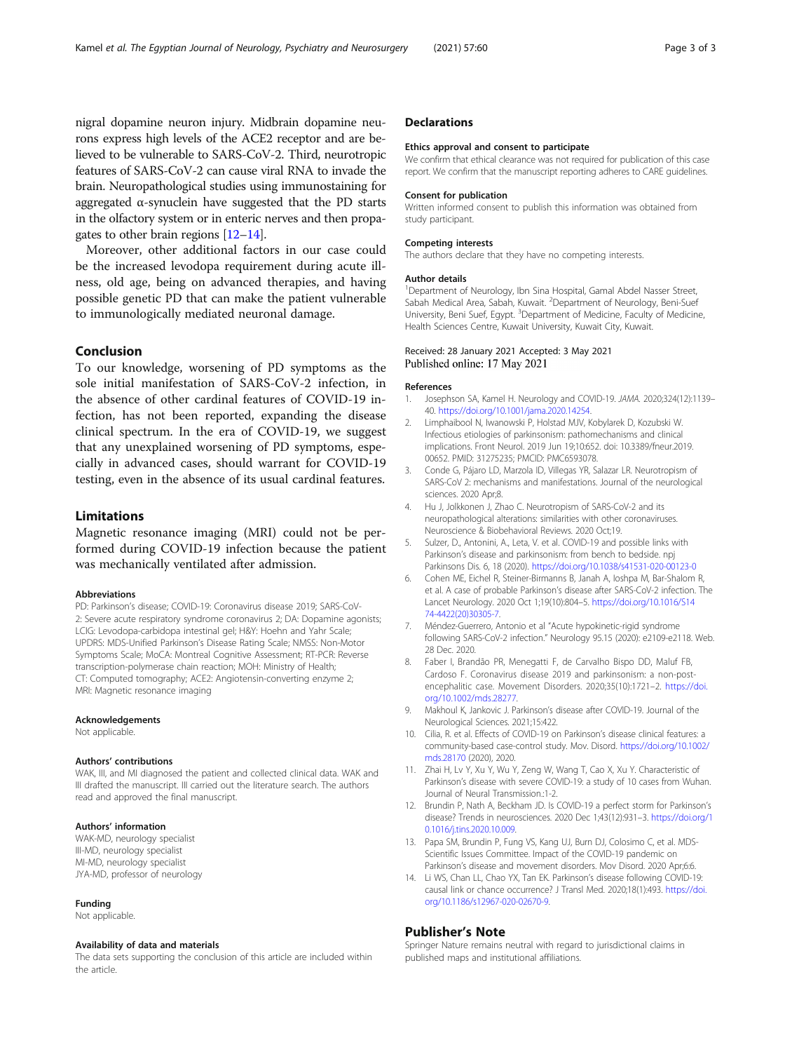nigral dopamine neuron injury. Midbrain dopamine neurons express high levels of the ACE2 receptor and are believed to be vulnerable to SARS-CoV-2. Third, neurotropic features of SARS-CoV-2 can cause viral RNA to invade the brain. Neuropathological studies using immunostaining for aggregated α-synuclein have suggested that the PD starts in the olfactory system or in enteric nerves and then propagates to other brain regions [12–14].

Moreover, other additional factors in our case could be the increased levodopa requirement during acute illness, old age, being on advanced therapies, and having possible genetic PD that can make the patient vulnerable to immunologically mediated neuronal damage.

## Conclusion

To our knowledge, worsening of PD symptoms as the sole initial manifestation of SARS-CoV-2 infection, in the absence of other cardinal features of COVID-19 infection, has not been reported, expanding the disease clinical spectrum. In the era of COVID-19, we suggest that any unexplained worsening of PD symptoms, especially in advanced cases, should warrant for COVID-19 testing, even in the absence of its usual cardinal features.

## Limitations

Magnetic resonance imaging (MRI) could not be performed during COVID-19 infection because the patient was mechanically ventilated after admission.

#### Abbreviations

PD: Parkinson's disease; COVID-19: Coronavirus disease 2019; SARS-CoV-2: Severe acute respiratory syndrome coronavirus 2; DA: Dopamine agonists; LCIG: Levodopa-carbidopa intestinal gel; H&Y: Hoehn and Yahr Scale; UPDRS: MDS-Unified Parkinson's Disease Rating Scale; NMSS: Non-Motor Symptoms Scale; MoCA: Montreal Cognitive Assessment; RT-PCR: Reverse transcription-polymerase chain reaction; MOH: Ministry of Health; CT: Computed tomography; ACE2: Angiotensin-converting enzyme 2; MRI: Magnetic resonance imaging

#### Acknowledgements

Not applicable.

#### Authors' contributions

WAK, III, and MI diagnosed the patient and collected clinical data. WAK and III drafted the manuscript. III carried out the literature search. The authors read and approved the final manuscript.

#### Authors' information

WAK-MD, neurology specialist
III-MD, neurology specialist
MI-MD, neurology specialist
JYA-MD, professor of neurology

#### Funding

Not applicable.

#### Availability of data and materials

The data sets supporting the conclusion of this article are included within the article.

## Declarations

#### Ethics approval and consent to participate

We confirm that ethical clearance was not required for publication of this case report. We confirm that the manuscript reporting adheres to CARE guidelines.

#### Consent for publication

Written informed consent to publish this information was obtained from study participant.

#### Competing interests

The authors declare that they have no competing interests.

#### Author details

[1]Department of Neurology, Ibn Sina Hospital, Gamal Abdel Nasser Street, Sabah Medical Area, Sabah, Kuwait. [2]Department of Neurology, Beni-Suef University, Beni Suef, Egypt. [3]Department of Medicine, Faculty of Medicine, Health Sciences Centre, Kuwait University, Kuwait City, Kuwait.

Received: 28 January 2021 Accepted: 3 May 2021
Published online: 17 May 2021

#### References

1. Josephson SA, Kamel H. Neurology and COVID-19. *JAMA*. 2020;324(12):1139–40. https://doi.org/10.1001/jama.2020.14254.
2. Limphaibool N, Iwanowski P, Holstad MJV, Kobylarek D, Kozubski W. Infectious etiologies of parkinsonism: pathomechanisms and clinical implications. Front Neurol. 2019 Jun 19;10:652. doi: 10.3389/fneur.2019.00652. PMID: 31275235; PMCID: PMC6593078.
3. Conde G, Pájaro LD, Marzola ID, Villegas YR, Salazar LR. Neurotropism of SARS-CoV 2: mechanisms and manifestations. Journal of the neurological sciences. 2020 Apr;8.
4. Hu J, Jolkkonen J, Zhao C. Neurotropism of SARS-CoV-2 and its neuropathological alterations: similarities with other coronaviruses. Neuroscience & Biobehavioral Reviews. 2020 Oct;19.
5. Sulzer, D., Antonini, A., Leta, V. et al. COVID-19 and possible links with Parkinson's disease and parkinsonism: from bench to bedside. npj Parkinsons Dis. 6, 18 (2020). https://doi.org/10.1038/s41531-020-00123-0
6. Cohen ME, Eichel R, Steiner-Birmanns B, Janah A, Ioshpa M, Bar-Shalom R, et al. A case of probable Parkinson's disease after SARS-CoV-2 infection. The Lancet Neurology. 2020 Oct 1;19(10):804–5. https://doi.org/10.1016/S1474-4422(20)30305-7.
7. Méndez-Guerrero, Antonio et al "Acute hypokinetic-rigid syndrome following SARS-CoV-2 infection." Neurology 95.15 (2020): e2109-e2118. Web. 28 Dec. 2020.
8. Faber I, Brandão PR, Menegatti F, de Carvalho Bispo DD, Maluf FB, Cardoso F. Coronavirus disease 2019 and parkinsonism: a non-post-encephalitic case. Movement Disorders. 2020;35(10):1721–2. https://doi.org/10.1002/mds.28277.
9. Makhoul K, Jankovic J. Parkinson's disease after COVID-19. Journal of the Neurological Sciences. 2021;15:422.
10. Cilia, R. et al. Effects of COVID-19 on Parkinson's disease clinical features: a community-based case-control study. Mov. Disord. https://doi.org/10.1002/mds.28170 (2020), 2020.
11. Zhai H, Lv Y, Xu Y, Wu Y, Zeng W, Wang T, Cao X, Xu Y. Characteristic of Parkinson's disease with severe COVID-19: a study of 10 cases from Wuhan. Journal of Neural Transmission.:1-2.
12. Brundin P, Nath A, Beckham JD. Is COVID-19 a perfect storm for Parkinson's disease? Trends in neurosciences. 2020 Dec 1;43(12):931–3. https://doi.org/10.1016/j.tins.2020.10.009.
13. Papa SM, Brundin P, Fung VS, Kang UJ, Burn DJ, Colosimo C, et al. MDS-Scientific Issues Committee. Impact of the COVID-19 pandemic on Parkinson's disease and movement disorders. Mov Disord. 2020 Apr;6:6.
14. Li WS, Chan LL, Chao YX, Tan EK. Parkinson's disease following COVID-19: causal link or chance occurrence? J Transl Med. 2020;18(1):493. https://doi.org/10.1186/s12967-020-02670-9.

## Publisher's Note

Springer Nature remains neutral with regard to jurisdictional claims in published maps and institutional affiliations.